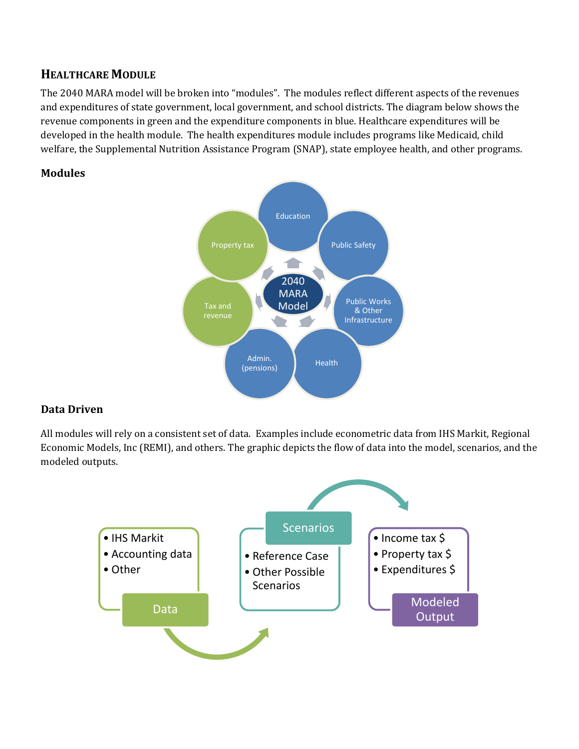## HEALTHCARE MODULE

The 2040 MARA model will be broken into "modules". The modules reflect different aspects of the revenues and expenditures of state government, local government, and school districts. The diagram below shows the revenue components in green and the expenditure components in blue. Healthcare expenditures will be developed in the health module. The health expenditures module includes programs like Medicaid, child welfare, the Supplemental Nutrition Assistance Program (SNAP), state employee health, and other programs.

### Modules

2040 MARA Model

- Education
- Public Safety
- Public Works & Other Infrastructure
- Health
- Admin. (pensions)
- Tax and revenue
- Property tax

### Data Driven

All modules will rely on a consistent set of data. Examples include econometric data from IHS Markit, Regional Economic Models, Inc (REMI), and others. The graphic depicts the flow of data into the model, scenarios, and the modeled outputs.

**Data**
- IHS Markit
- Accounting data
- Other

**Scenarios**
- Reference Case
- Other Possible Scenarios

**Modeled Output**
- Income tax $
- Property tax $
- Expenditures $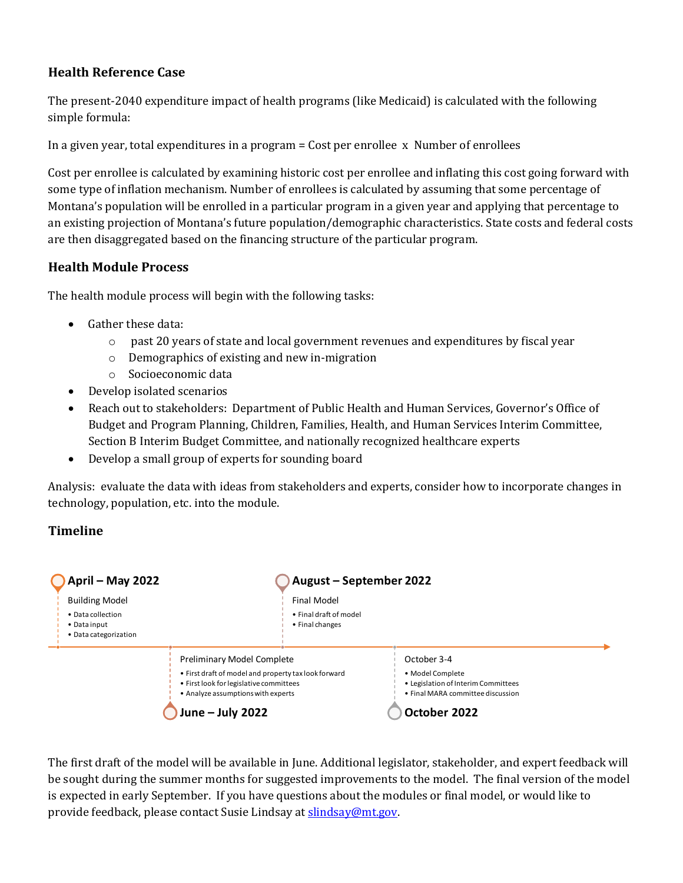## Health Reference Case

The present-2040 expenditure impact of health programs (like Medicaid) is calculated with the following simple formula:

In a given year, total expenditures in a program = Cost per enrollee x Number of enrollees

Cost per enrollee is calculated by examining historic cost per enrollee and inflating this cost going forward with some type of inflation mechanism. Number of enrollees is calculated by assuming that some percentage of Montana's population will be enrolled in a particular program in a given year and applying that percentage to an existing projection of Montana's future population/demographic characteristics. State costs and federal costs are then disaggregated based on the financing structure of the particular program.

## Health Module Process

The health module process will begin with the following tasks:

- Gather these data:
  - past 20 years of state and local government revenues and expenditures by fiscal year
  - Demographics of existing and new in-migration
  - Socioeconomic data
- Develop isolated scenarios
- Reach out to stakeholders: Department of Public Health and Human Services, Governor's Office of Budget and Program Planning, Children, Families, Health, and Human Services Interim Committee, Section B Interim Budget Committee, and nationally recognized healthcare experts
- Develop a small group of experts for sounding board

Analysis: evaluate the data with ideas from stakeholders and experts, consider how to incorporate changes in technology, population, etc. into the module.

## Timeline

**April – May 2022**

Building Model
- Data collection
- Data input
- Data categorization

**June – July 2022**

Preliminary Model Complete
- First draft of model and property tax look forward
- First look for legislative committees
- Analyze assumptions with experts

**August – September 2022**

Final Model
- Final draft of model
- Final changes

**October 2022**

October 3-4
- Model Complete
- Legislation of Interim Committees
- Final MARA committee discussion

The first draft of the model will be available in June. Additional legislator, stakeholder, and expert feedback will be sought during the summer months for suggested improvements to the model. The final version of the model is expected in early September. If you have questions about the modules or final model, or would like to provide feedback, please contact Susie Lindsay at [slindsay@mt.gov](mailto:slindsay@mt.gov).